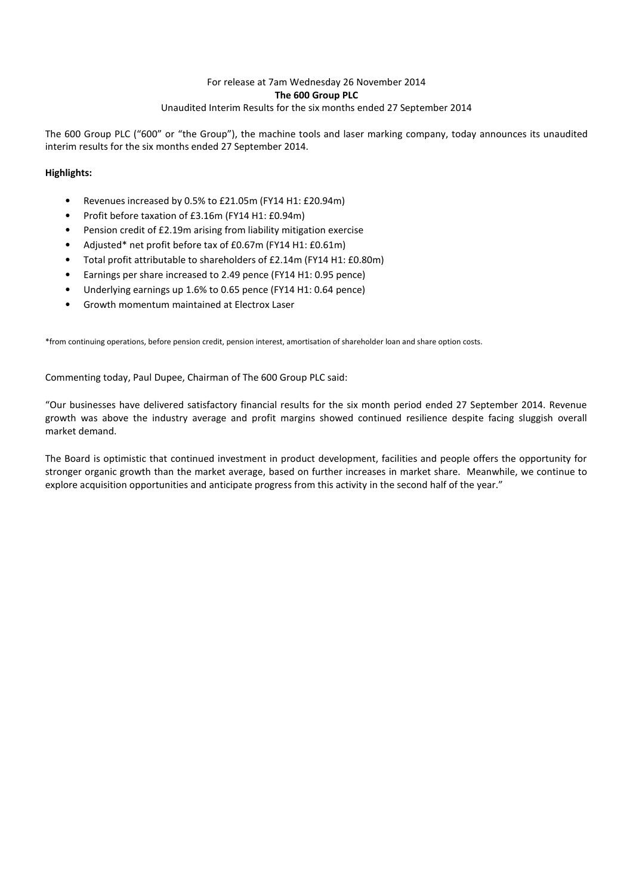For release at 7am Wednesday 26 November 2014

**The 600 Group PLC**

Unaudited Interim Results for the six months ended 27 September 2014

The 600 Group PLC ("600" or "the Group"), the machine tools and laser marking company, today announces its unaudited interim results for the six months ended 27 September 2014.

**Highlights:**

- Revenues increased by 0.5% to £21.05m (FY14 H1: £20.94m)
- Profit before taxation of £3.16m (FY14 H1: £0.94m)
- Pension credit of £2.19m arising from liability mitigation exercise
- Adjusted* net profit before tax of £0.67m (FY14 H1: £0.61m)
- Total profit attributable to shareholders of £2.14m (FY14 H1: £0.80m)
- Earnings per share increased to 2.49 pence (FY14 H1: 0.95 pence)
- Underlying earnings up 1.6% to 0.65 pence (FY14 H1: 0.64 pence)
- Growth momentum maintained at Electrox Laser

*from continuing operations, before pension credit, pension interest, amortisation of shareholder loan and share option costs.

Commenting today, Paul Dupee, Chairman of The 600 Group PLC said:

"Our businesses have delivered satisfactory financial results for the six month period ended 27 September 2014. Revenue growth was above the industry average and profit margins showed continued resilience despite facing sluggish overall market demand.

The Board is optimistic that continued investment in product development, facilities and people offers the opportunity for stronger organic growth than the market average, based on further increases in market share. Meanwhile, we continue to explore acquisition opportunities and anticipate progress from this activity in the second half of the year."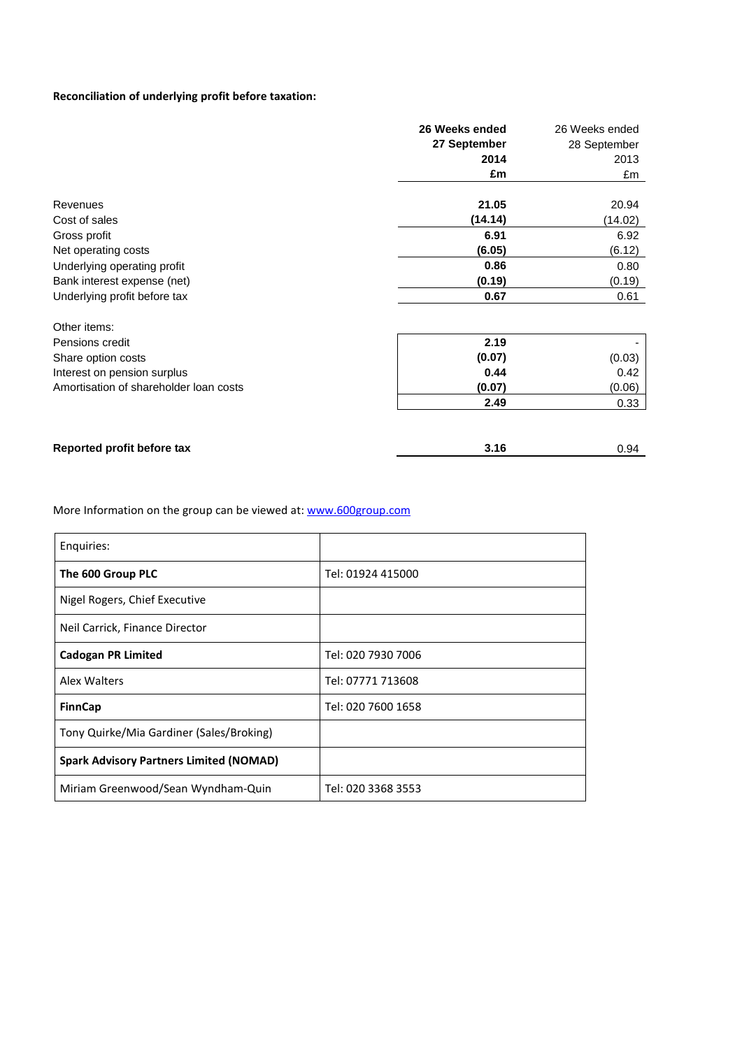**Reconciliation of underlying profit before taxation:**

| | **26 Weeks ended 27 September 2014 £m** | 26 Weeks ended 28 September 2013 £m |
|---|---|---|
| Revenues | **21.05** | 20.94 |
| Cost of sales | **(14.14)** | (14.02) |
| Gross profit | **6.91** | 6.92 |
| Net operating costs | **(6.05)** | (6.12) |
| Underlying operating profit | **0.86** | 0.80 |
| Bank interest expense (net) | **(0.19)** | (0.19) |
| Underlying profit before tax | **0.67** | 0.61 |
| | | |
| Other items: | | |
| Pensions credit | **2.19** | - |
| Share option costs | **(0.07)** | (0.03) |
| Interest on pension surplus | **0.44** | 0.42 |
| Amortisation of shareholder loan costs | **(0.07)** | (0.06) |
| | **2.49** | 0.33 |
| | | |
| **Reported profit before tax** | **3.16** | 0.94 |

More Information on the group can be viewed at: www.600group.com

| Enquiries: | |
|---|---|
| **The 600 Group PLC** | Tel: 01924 415000 |
| Nigel Rogers, Chief Executive | |
| Neil Carrick, Finance Director | |
| **Cadogan PR Limited** | Tel: 020 7930 7006 |
| Alex Walters | Tel: 07771 713608 |
| **FinnCap** | Tel: 020 7600 1658 |
| Tony Quirke/Mia Gardiner (Sales/Broking) | |
| **Spark Advisory Partners Limited (NOMAD)** | |
| Miriam Greenwood/Sean Wyndham-Quin | Tel: 020 3368 3553 |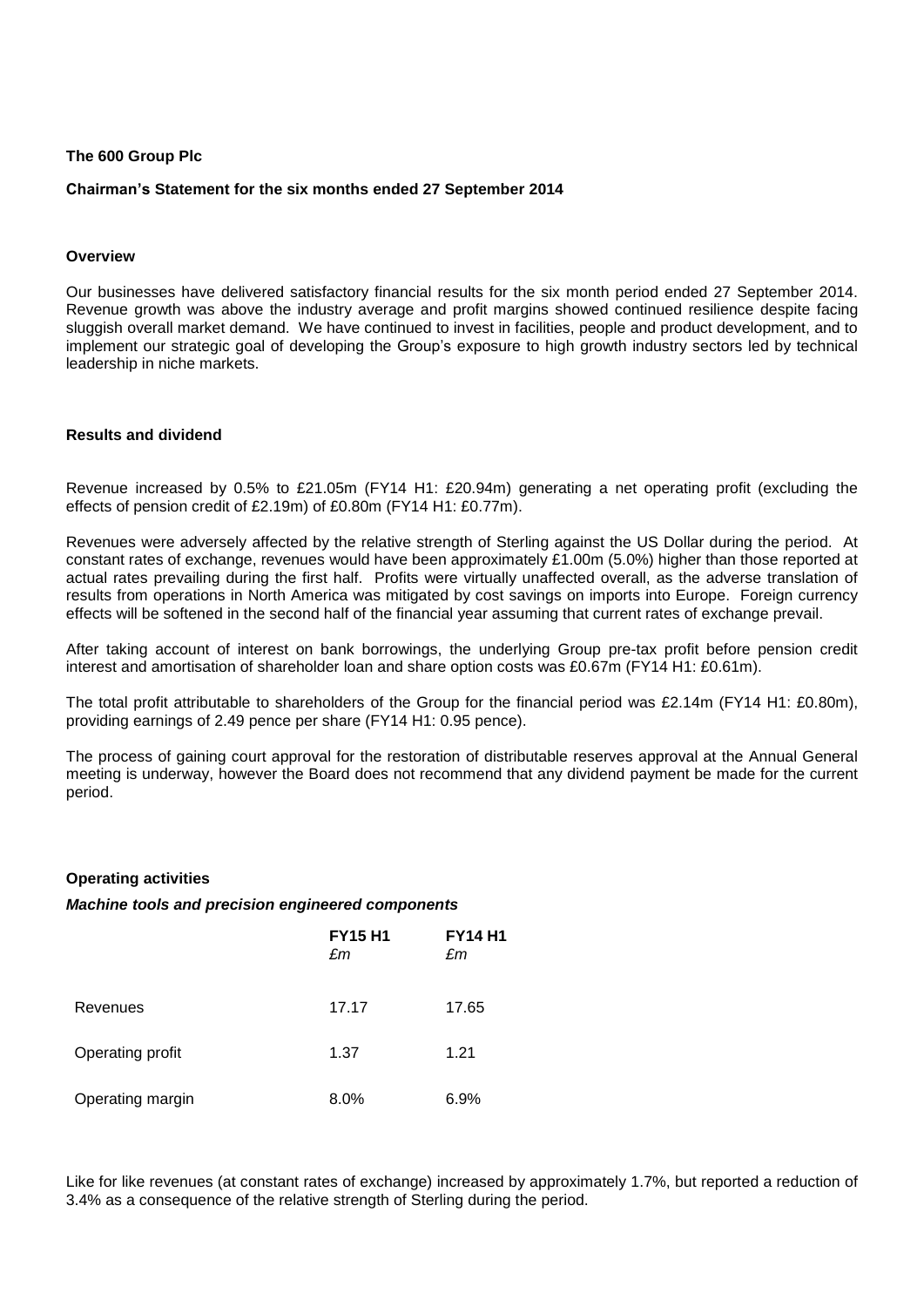**The 600 Group Plc**

**Chairman's Statement for the six months ended 27 September 2014**

**Overview**

Our businesses have delivered satisfactory financial results for the six month period ended 27 September 2014. Revenue growth was above the industry average and profit margins showed continued resilience despite facing sluggish overall market demand. We have continued to invest in facilities, people and product development, and to implement our strategic goal of developing the Group's exposure to high growth industry sectors led by technical leadership in niche markets.

**Results and dividend**

Revenue increased by 0.5% to £21.05m (FY14 H1: £20.94m) generating a net operating profit (excluding the effects of pension credit of £2.19m) of £0.80m (FY14 H1: £0.77m).

Revenues were adversely affected by the relative strength of Sterling against the US Dollar during the period. At constant rates of exchange, revenues would have been approximately £1.00m (5.0%) higher than those reported at actual rates prevailing during the first half. Profits were virtually unaffected overall, as the adverse translation of results from operations in North America was mitigated by cost savings on imports into Europe. Foreign currency effects will be softened in the second half of the financial year assuming that current rates of exchange prevail.

After taking account of interest on bank borrowings, the underlying Group pre-tax profit before pension credit interest and amortisation of shareholder loan and share option costs was £0.67m (FY14 H1: £0.61m).

The total profit attributable to shareholders of the Group for the financial period was £2.14m (FY14 H1: £0.80m), providing earnings of 2.49 pence per share (FY14 H1: 0.95 pence).

The process of gaining court approval for the restoration of distributable reserves approval at the Annual General meeting is underway, however the Board does not recommend that any dividend payment be made for the current period.

**Operating activities**

***Machine tools and precision engineered components***

| | **FY15 H1** *£m* | **FY14 H1** *£m* |
|---|---|---|
| Revenues | 17.17 | 17.65 |
| Operating profit | 1.37 | 1.21 |
| Operating margin | 8.0% | 6.9% |

Like for like revenues (at constant rates of exchange) increased by approximately 1.7%, but reported a reduction of 3.4% as a consequence of the relative strength of Sterling during the period.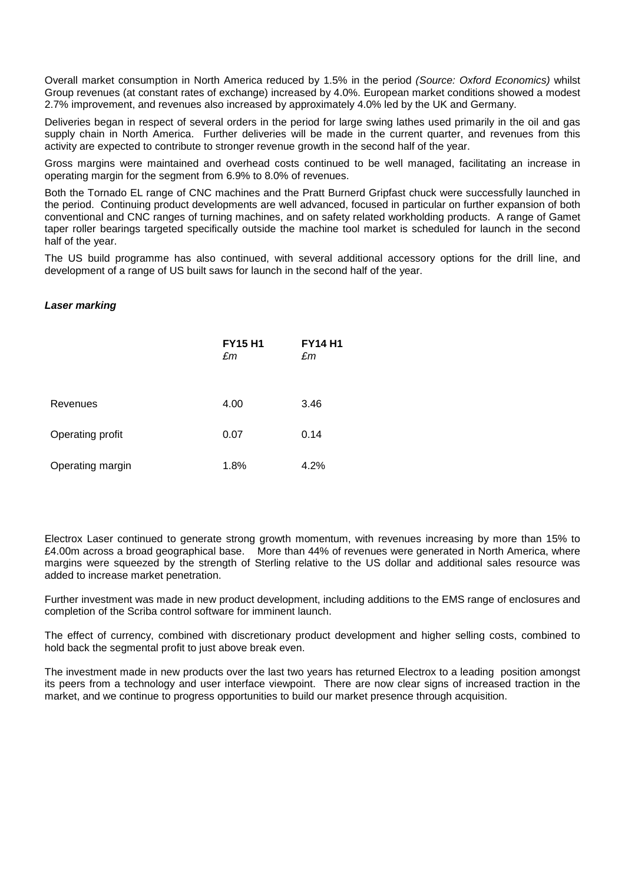Overall market consumption in North America reduced by 1.5% in the period *(Source: Oxford Economics)* whilst Group revenues (at constant rates of exchange) increased by 4.0%. European market conditions showed a modest 2.7% improvement, and revenues also increased by approximately 4.0% led by the UK and Germany.

Deliveries began in respect of several orders in the period for large swing lathes used primarily in the oil and gas supply chain in North America. Further deliveries will be made in the current quarter, and revenues from this activity are expected to contribute to stronger revenue growth in the second half of the year.

Gross margins were maintained and overhead costs continued to be well managed, facilitating an increase in operating margin for the segment from 6.9% to 8.0% of revenues.

Both the Tornado EL range of CNC machines and the Pratt Burnerd Gripfast chuck were successfully launched in the period. Continuing product developments are well advanced, focused in particular on further expansion of both conventional and CNC ranges of turning machines, and on safety related workholding products. A range of Gamet taper roller bearings targeted specifically outside the machine tool market is scheduled for launch in the second half of the year.

The US build programme has also continued, with several additional accessory options for the drill line, and development of a range of US built saws for launch in the second half of the year.

***Laser marking***

| | **FY15 H1** *£m* | **FY14 H1** *£m* |
|---|---|---|
| Revenues | 4.00 | 3.46 |
| Operating profit | 0.07 | 0.14 |
| Operating margin | 1.8% | 4.2% |

Electrox Laser continued to generate strong growth momentum, with revenues increasing by more than 15% to £4.00m across a broad geographical base. More than 44% of revenues were generated in North America, where margins were squeezed by the strength of Sterling relative to the US dollar and additional sales resource was added to increase market penetration.

Further investment was made in new product development, including additions to the EMS range of enclosures and completion of the Scriba control software for imminent launch.

The effect of currency, combined with discretionary product development and higher selling costs, combined to hold back the segmental profit to just above break even.

The investment made in new products over the last two years has returned Electrox to a leading position amongst its peers from a technology and user interface viewpoint. There are now clear signs of increased traction in the market, and we continue to progress opportunities to build our market presence through acquisition.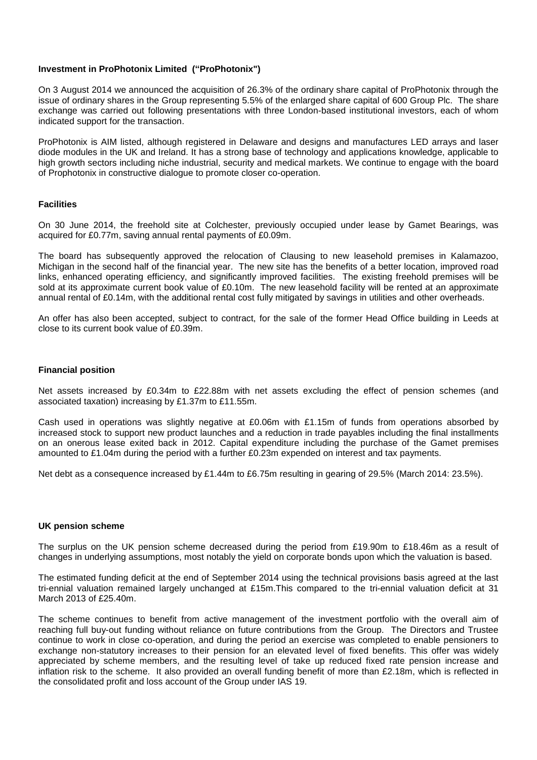**Investment in ProPhotonix Limited ("ProPhotonix")**

On 3 August 2014 we announced the acquisition of 26.3% of the ordinary share capital of ProPhotonix through the issue of ordinary shares in the Group representing 5.5% of the enlarged share capital of 600 Group Plc. The share exchange was carried out following presentations with three London-based institutional investors, each of whom indicated support for the transaction.

ProPhotonix is AIM listed, although registered in Delaware and designs and manufactures LED arrays and laser diode modules in the UK and Ireland. It has a strong base of technology and applications knowledge, applicable to high growth sectors including niche industrial, security and medical markets. We continue to engage with the board of Prophotonix in constructive dialogue to promote closer co-operation.

**Facilities**

On 30 June 2014, the freehold site at Colchester, previously occupied under lease by Gamet Bearings, was acquired for £0.77m, saving annual rental payments of £0.09m.

The board has subsequently approved the relocation of Clausing to new leasehold premises in Kalamazoo, Michigan in the second half of the financial year. The new site has the benefits of a better location, improved road links, enhanced operating efficiency, and significantly improved facilities. The existing freehold premises will be sold at its approximate current book value of £0.10m. The new leasehold facility will be rented at an approximate annual rental of £0.14m, with the additional rental cost fully mitigated by savings in utilities and other overheads.

An offer has also been accepted, subject to contract, for the sale of the former Head Office building in Leeds at close to its current book value of £0.39m.

**Financial position**

Net assets increased by £0.34m to £22.88m with net assets excluding the effect of pension schemes (and associated taxation) increasing by £1.37m to £11.55m.

Cash used in operations was slightly negative at £0.06m with £1.15m of funds from operations absorbed by increased stock to support new product launches and a reduction in trade payables including the final installments on an onerous lease exited back in 2012. Capital expenditure including the purchase of the Gamet premises amounted to £1.04m during the period with a further £0.23m expended on interest and tax payments.

Net debt as a consequence increased by £1.44m to £6.75m resulting in gearing of 29.5% (March 2014: 23.5%).

**UK pension scheme**

The surplus on the UK pension scheme decreased during the period from £19.90m to £18.46m as a result of changes in underlying assumptions, most notably the yield on corporate bonds upon which the valuation is based.

The estimated funding deficit at the end of September 2014 using the technical provisions basis agreed at the last tri-ennial valuation remained largely unchanged at £15m.This compared to the tri-ennial valuation deficit at 31 March 2013 of £25.40m.

The scheme continues to benefit from active management of the investment portfolio with the overall aim of reaching full buy-out funding without reliance on future contributions from the Group. The Directors and Trustee continue to work in close co-operation, and during the period an exercise was completed to enable pensioners to exchange non-statutory increases to their pension for an elevated level of fixed benefits. This offer was widely appreciated by scheme members, and the resulting level of take up reduced fixed rate pension increase and inflation risk to the scheme. It also provided an overall funding benefit of more than £2.18m, which is reflected in the consolidated profit and loss account of the Group under IAS 19.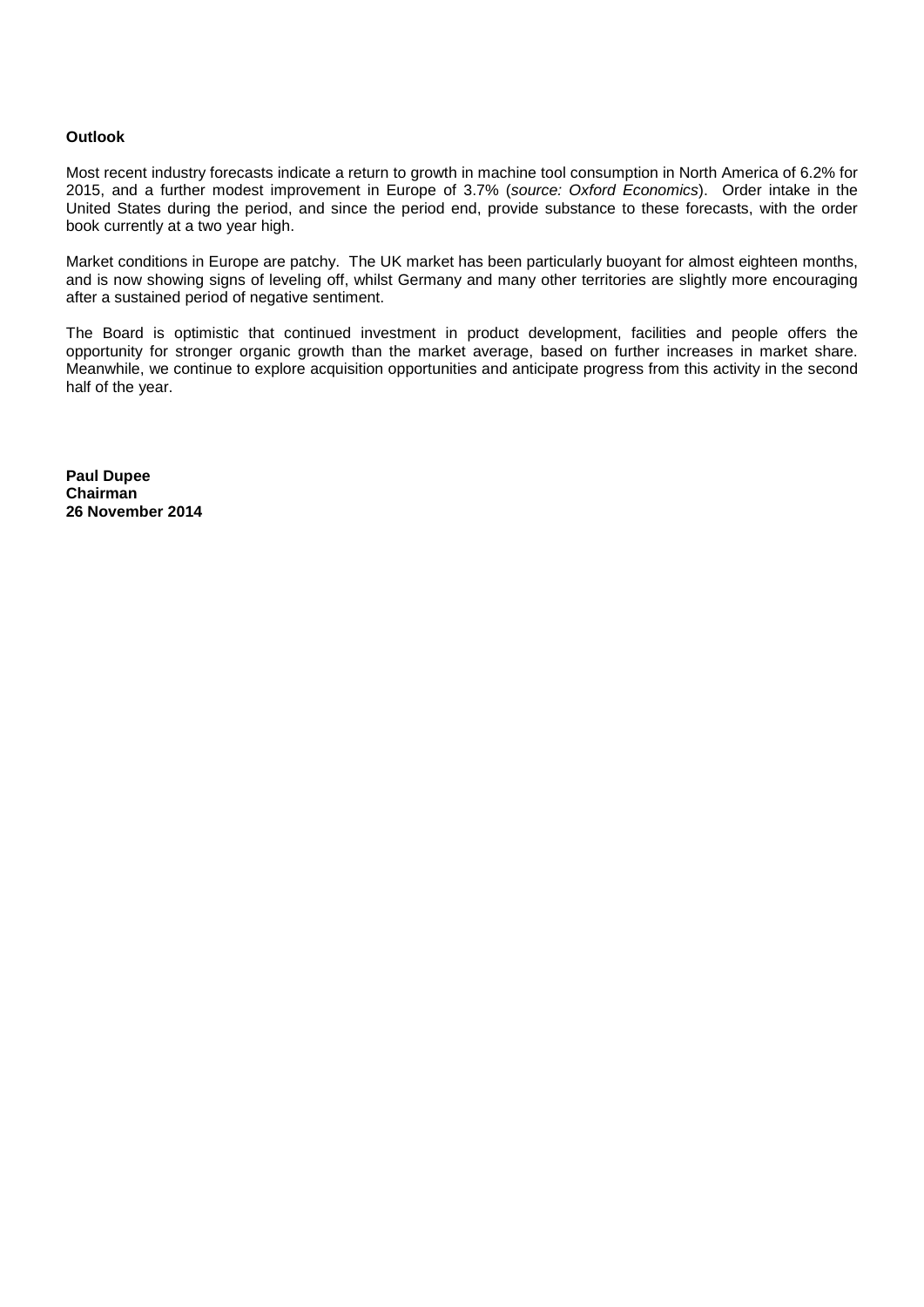**Outlook**

Most recent industry forecasts indicate a return to growth in machine tool consumption in North America of 6.2% for 2015, and a further modest improvement in Europe of 3.7% (*source: Oxford Economics*). Order intake in the United States during the period, and since the period end, provide substance to these forecasts, with the order book currently at a two year high.

Market conditions in Europe are patchy. The UK market has been particularly buoyant for almost eighteen months, and is now showing signs of leveling off, whilst Germany and many other territories are slightly more encouraging after a sustained period of negative sentiment.

The Board is optimistic that continued investment in product development, facilities and people offers the opportunity for stronger organic growth than the market average, based on further increases in market share. Meanwhile, we continue to explore acquisition opportunities and anticipate progress from this activity in the second half of the year.

**Paul Dupee**
**Chairman**
**26 November 2014**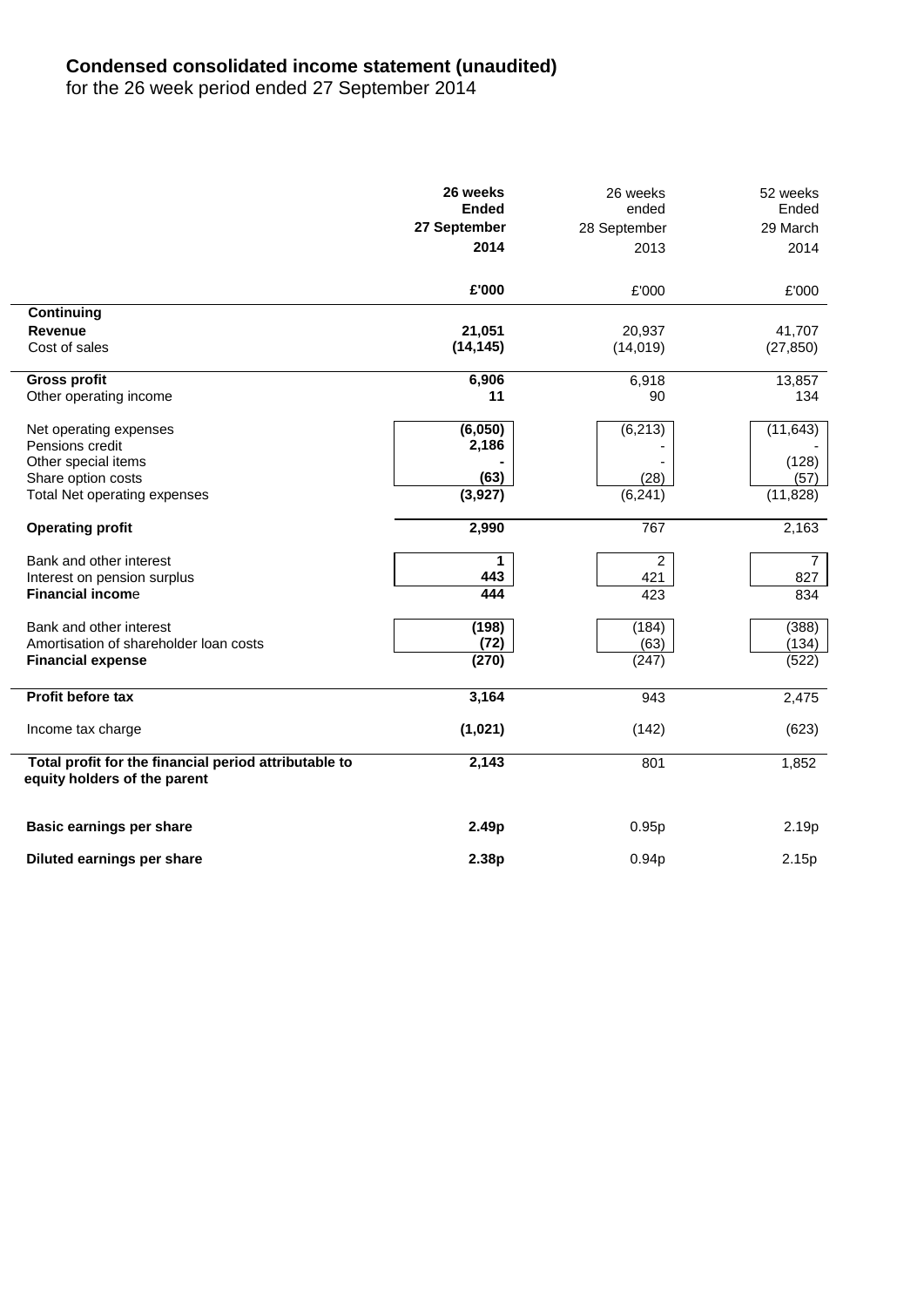# Condensed consolidated income statement (unaudited)

for the 26 week period ended 27 September 2014

| | **26 weeks Ended 27 September 2014** | 26 weeks ended 28 September 2013 | 52 weeks Ended 29 March 2014 |
|---|---|---|---|
| | **£'000** | £'000 | £'000 |
| **Continuing** | | | |
| **Revenue** | **21,051** | 20,937 | 41,707 |
| Cost of sales | **(14,145)** | (14,019) | (27,850) |
| **Gross profit** | **6,906** | 6,918 | 13,857 |
| Other operating income | **11** | 90 | 134 |
| Net operating expenses | **(6,050)** | (6,213) | (11,643) |
| Pensions credit | **2,186** | - | - |
| Other special items | **-** | - | (128) |
| Share option costs | **(63)** | (28) | (57) |
| Total Net operating expenses | **(3,927)** | (6,241) | (11,828) |
| **Operating profit** | **2,990** | 767 | 2,163 |
| Bank and other interest | **1** | 2 | 7 |
| Interest on pension surplus | **443** | 421 | 827 |
| **Financial income** | **444** | 423 | 834 |
| Bank and other interest | **(198)** | (184) | (388) |
| Amortisation of shareholder loan costs | **(72)** | (63) | (134) |
| **Financial expense** | **(270)** | (247) | (522) |
| **Profit before tax** | **3,164** | 943 | 2,475 |
| Income tax charge | **(1,021)** | (142) | (623) |
| **Total profit for the financial period attributable to equity holders of the parent** | **2,143** | 801 | 1,852 |
| **Basic earnings per share** | **2.49p** | 0.95p | 2.19p |
| **Diluted earnings per share** | **2.38p** | 0.94p | 2.15p |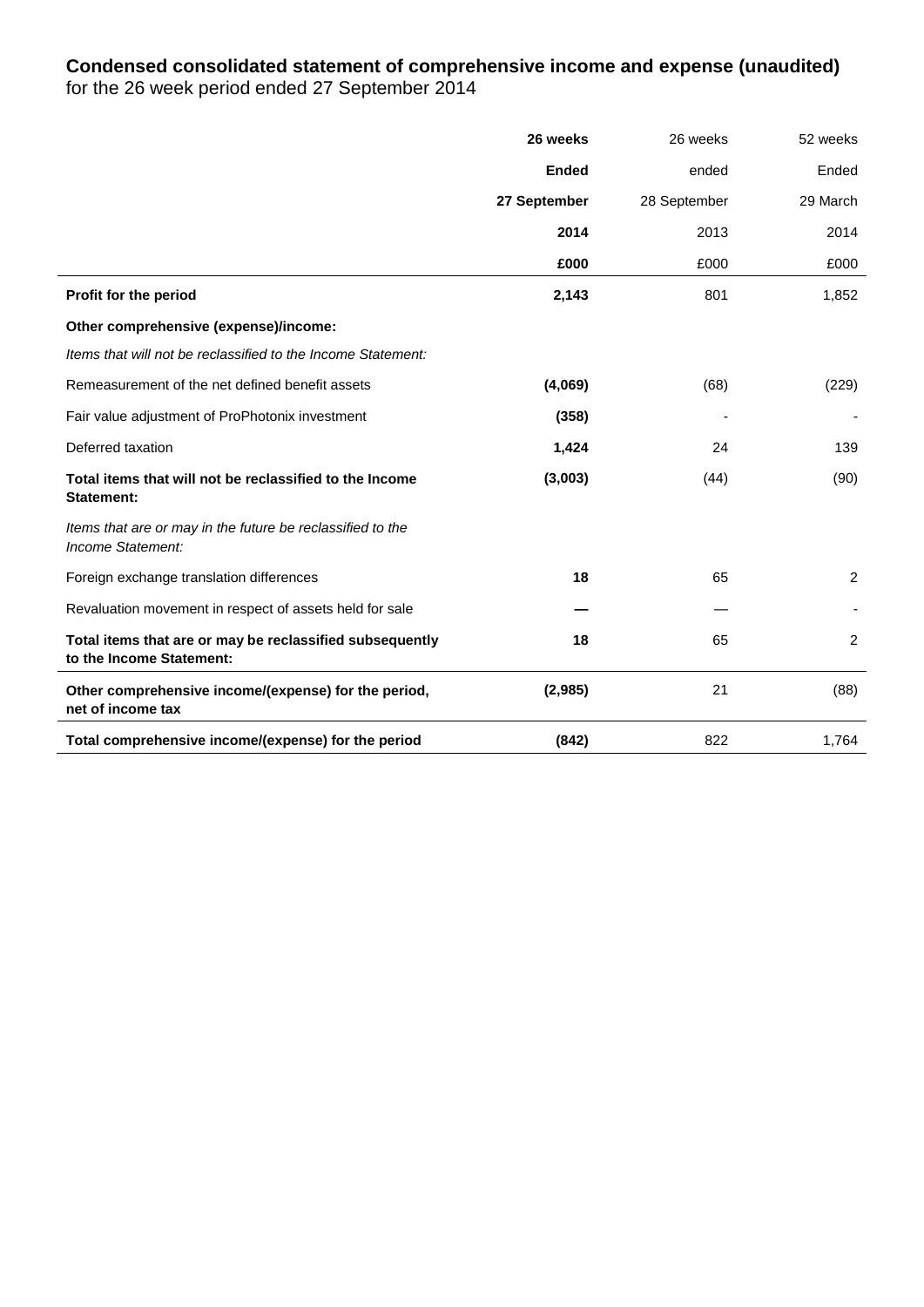**Condensed consolidated statement of comprehensive income and expense (unaudited)**
for the 26 week period ended 27 September 2014

| | **26 weeks Ended 27 September 2014 £000** | 26 weeks ended 28 September 2013 £000 | 52 weeks Ended 29 March 2014 £000 |
|---|---|---|---|
| **Profit for the period** | **2,143** | 801 | 1,852 |
| **Other comprehensive (expense)/income:** | | | |
| *Items that will not be reclassified to the Income Statement:* | | | |
| Remeasurement of the net defined benefit assets | **(4,069)** | (68) | (229) |
| Fair value adjustment of ProPhotonix investment | **(358)** | - | - |
| Deferred taxation | **1,424** | 24 | 139 |
| **Total items that will not be reclassified to the Income Statement:** | **(3,003)** | (44) | (90) |
| *Items that are or may in the future be reclassified to the Income Statement:* | | | |
| Foreign exchange translation differences | **18** | 65 | 2 |
| Revaluation movement in respect of assets held for sale | **—** | — | - |
| **Total items that are or may be reclassified subsequently to the Income Statement:** | **18** | 65 | 2 |
| **Other comprehensive income/(expense) for the period, net of income tax** | **(2,985)** | 21 | (88) |
| **Total comprehensive income/(expense) for the period** | **(842)** | 822 | 1,764 |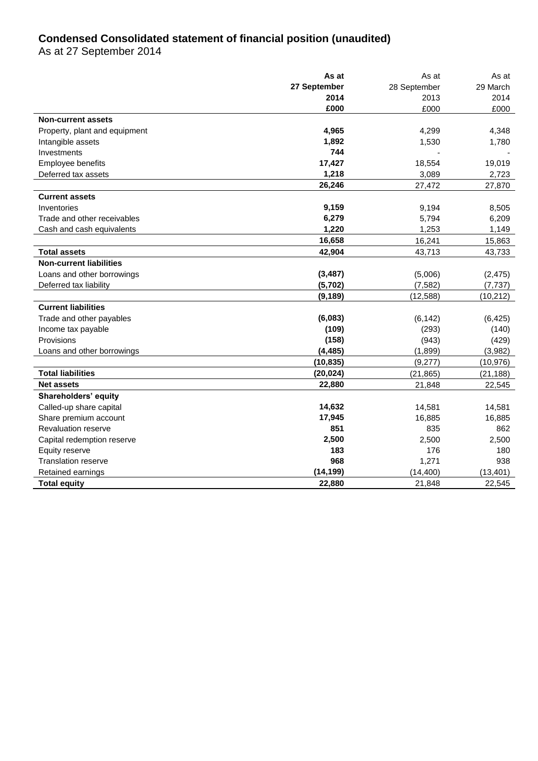## Condensed Consolidated statement of financial position (unaudited)

As at 27 September 2014

| | **As at 27 September 2014 £000** | As at 28 September 2013 £000 | As at 29 March 2014 £000 |
|---|---|---|---|
| **Non-current assets** | | | |
| Property, plant and equipment | **4,965** | 4,299 | 4,348 |
| Intangible assets | **1,892** | 1,530 | 1,780 |
| Investments | **744** | - | - |
| Employee benefits | **17,427** | 18,554 | 19,019 |
| Deferred tax assets | **1,218** | 3,089 | 2,723 |
| | **26,246** | 27,472 | 27,870 |
| **Current assets** | | | |
| Inventories | **9,159** | 9,194 | 8,505 |
| Trade and other receivables | **6,279** | 5,794 | 6,209 |
| Cash and cash equivalents | **1,220** | 1,253 | 1,149 |
| | **16,658** | 16,241 | 15,863 |
| **Total assets** | **42,904** | 43,713 | 43,733 |
| **Non-current liabilities** | | | |
| Loans and other borrowings | **(3,487)** | (5,006) | (2,475) |
| Deferred tax liability | **(5,702)** | (7,582) | (7,737) |
| | **(9,189)** | (12,588) | (10,212) |
| **Current liabilities** | | | |
| Trade and other payables | **(6,083)** | (6,142) | (6,425) |
| Income tax payable | **(109)** | (293) | (140) |
| Provisions | **(158)** | (943) | (429) |
| Loans and other borrowings | **(4,485)** | (1,899) | (3,982) |
| | **(10,835)** | (9,277) | (10,976) |
| **Total liabilities** | **(20,024)** | (21,865) | (21,188) |
| **Net assets** | **22,880** | 21,848 | 22,545 |
| **Shareholders' equity** | | | |
| Called-up share capital | **14,632** | 14,581 | 14,581 |
| Share premium account | **17,945** | 16,885 | 16,885 |
| Revaluation reserve | **851** | 835 | 862 |
| Capital redemption reserve | **2,500** | 2,500 | 2,500 |
| Equity reserve | **183** | 176 | 180 |
| Translation reserve | **968** | 1,271 | 938 |
| Retained earnings | **(14,199)** | (14,400) | (13,401) |
| **Total equity** | **22,880** | 21,848 | 22,545 |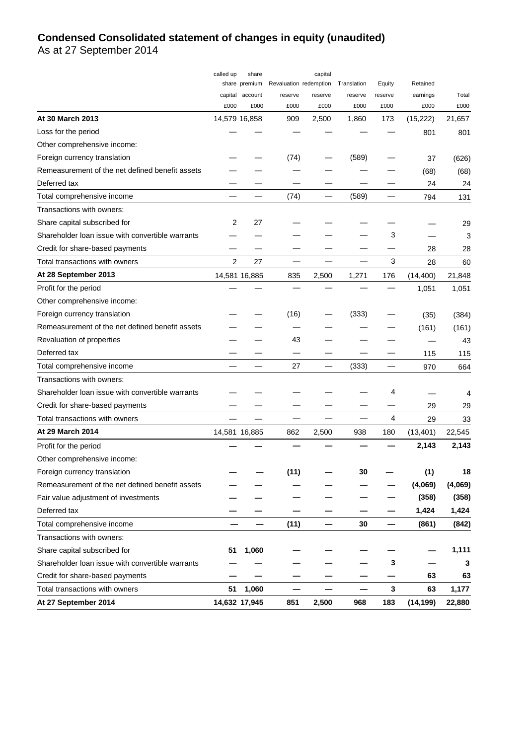# Condensed Consolidated statement of changes in equity (unaudited)

As at 27 September 2014

| | called up share capital £000 | share premium account £000 | Revaluation reserve £000 | capital redemption reserve £000 | Translation reserve £000 | Equity reserve £000 | Retained earnings £000 | Total £000 |
|---|---|---|---|---|---|---|---|---|
| **At 30 March 2013** | 14,579 | 16,858 | 909 | 2,500 | 1,860 | 173 | (15,222) | 21,657 |
| Loss for the period | — | — | — | — | — | — | 801 | 801 |
| Other comprehensive income: | | | | | | | | |
| Foreign currency translation | — | — | (74) | — | (589) | — | 37 | (626) |
| Remeasurement of the net defined benefit assets | — | — | — | — | — | — | (68) | (68) |
| Deferred tax | — | — | — | — | — | — | 24 | 24 |
| Total comprehensive income | — | — | (74) | — | (589) | — | 794 | 131 |
| Transactions with owners: | | | | | | | | |
| Share capital subscribed for | 2 | 27 | — | — | — | — | — | 29 |
| Shareholder loan issue with convertible warrants | — | — | — | — | — | 3 | — | 3 |
| Credit for share-based payments | — | — | — | — | — | — | 28 | 28 |
| Total transactions with owners | 2 | 27 | — | — | — | 3 | 28 | 60 |
| **At 28 September 2013** | 14,581 | 16,885 | 835 | 2,500 | 1,271 | 176 | (14,400) | 21,848 |
| Profit for the period | — | — | — | — | — | — | 1,051 | 1,051 |
| Other comprehensive income: | | | | | | | | |
| Foreign currency translation | — | — | (16) | — | (333) | — | (35) | (384) |
| Remeasurement of the net defined benefit assets | — | — | — | — | — | — | (161) | (161) |
| Revaluation of properties | — | — | 43 | — | — | — | — | 43 |
| Deferred tax | — | — | — | — | — | — | 115 | 115 |
| Total comprehensive income | — | — | 27 | — | (333) | — | 970 | 664 |
| Transactions with owners: | | | | | | | | |
| Shareholder loan issue with convertible warrants | — | — | — | — | — | 4 | — | 4 |
| Credit for share-based payments | — | — | — | — | — | — | 29 | 29 |
| Total transactions with owners | — | — | — | — | — | 4 | 29 | 33 |
| **At 29 March 2014** | 14,581 | 16,885 | 862 | 2,500 | 938 | 180 | (13,401) | 22,545 |
| Profit for the period | **—** | **—** | **—** | **—** | **—** | **—** | **2,143** | **2,143** |
| Other comprehensive income: | | | | | | | | |
| Foreign currency translation | **—** | **—** | **(11)** | **—** | **30** | **—** | **(1)** | **18** |
| Remeasurement of the net defined benefit assets | **—** | **—** | **—** | **—** | **—** | **—** | **(4,069)** | **(4,069)** |
| Fair value adjustment of investments | **—** | **—** | **—** | **—** | **—** | **—** | **(358)** | **(358)** |
| Deferred tax | **—** | **—** | **—** | **—** | **—** | **—** | **1,424** | **1,424** |
| Total comprehensive income | **—** | **—** | **(11)** | **—** | **30** | **—** | **(861)** | **(842)** |
| Transactions with owners: | | | | | | | | |
| Share capital subscribed for | **51** | **1,060** | **—** | **—** | **—** | **—** | **—** | **1,111** |
| Shareholder loan issue with convertible warrants | **—** | **—** | **—** | **—** | **—** | **3** | **—** | **3** |
| Credit for share-based payments | **—** | **—** | **—** | **—** | **—** | **—** | **63** | **63** |
| Total transactions with owners | **51** | **1,060** | **—** | **—** | **—** | **3** | **63** | **1,177** |
| **At 27 September 2014** | **14,632** | **17,945** | **851** | **2,500** | **968** | **183** | **(14,199)** | **22,880** |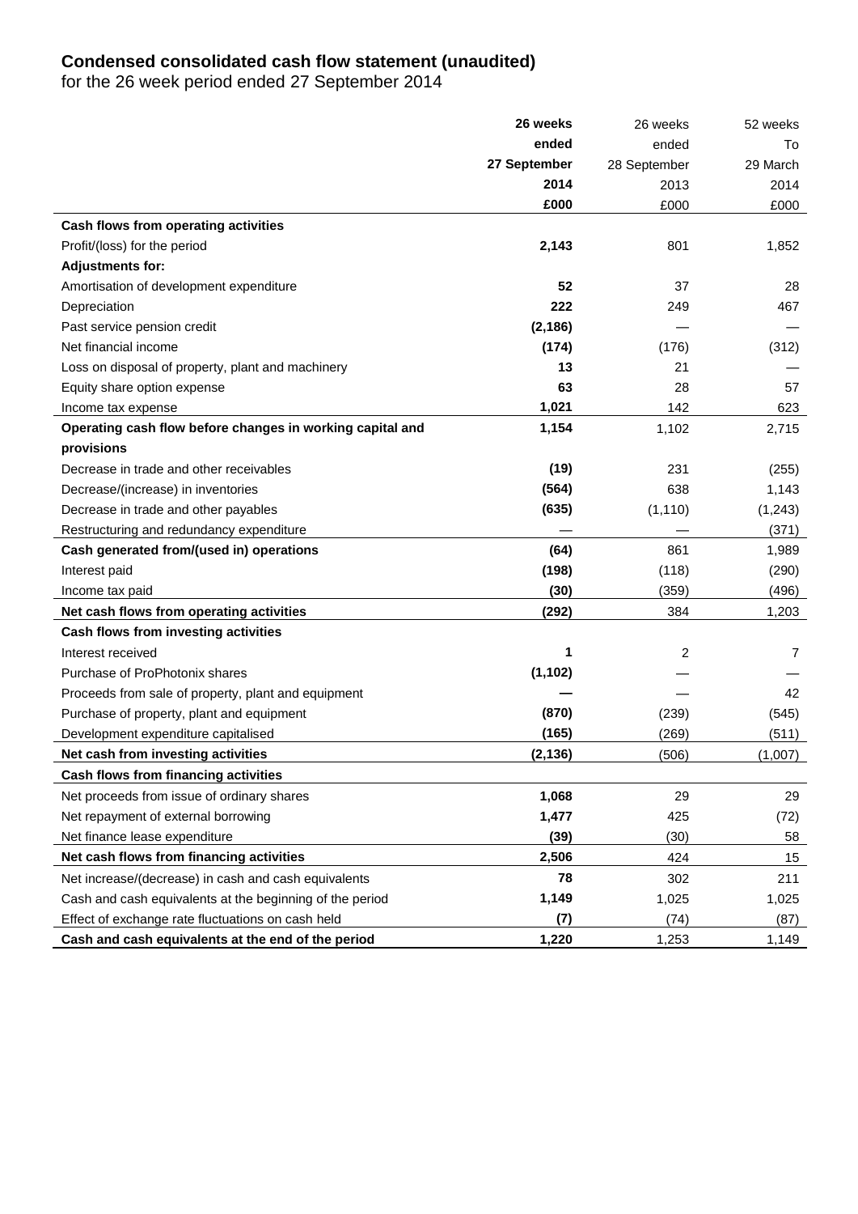# Condensed consolidated cash flow statement (unaudited)

for the 26 week period ended 27 September 2014

| | **26 weeks ended 27 September 2014 £000** | 26 weeks ended 28 September 2013 £000 | 52 weeks To 29 March 2014 £000 |
|---|---|---|---|
| **Cash flows from operating activities** | | | |
| Profit/(loss) for the period | **2,143** | 801 | 1,852 |
| **Adjustments for:** | | | |
| Amortisation of development expenditure | **52** | 37 | 28 |
| Depreciation | **222** | 249 | 467 |
| Past service pension credit | **(2,186)** | — | — |
| Net financial income | **(174)** | (176) | (312) |
| Loss on disposal of property, plant and machinery | **13** | 21 | — |
| Equity share option expense | **63** | 28 | 57 |
| Income tax expense | **1,021** | 142 | 623 |
| **Operating cash flow before changes in working capital and provisions** | **1,154** | 1,102 | 2,715 |
| Decrease in trade and other receivables | **(19)** | 231 | (255) |
| Decrease/(increase) in inventories | **(564)** | 638 | 1,143 |
| Decrease in trade and other payables | **(635)** | (1,110) | (1,243) |
| Restructuring and redundancy expenditure | — | — | (371) |
| **Cash generated from/(used in) operations** | **(64)** | 861 | 1,989 |
| Interest paid | **(198)** | (118) | (290) |
| Income tax paid | **(30)** | (359) | (496) |
| **Net cash flows from operating activities** | **(292)** | 384 | 1,203 |
| **Cash flows from investing activities** | | | |
| Interest received | **1** | 2 | 7 |
| Purchase of ProPhotonix shares | **(1,102)** | — | — |
| Proceeds from sale of property, plant and equipment | **—** | — | 42 |
| Purchase of property, plant and equipment | **(870)** | (239) | (545) |
| Development expenditure capitalised | **(165)** | (269) | (511) |
| **Net cash from investing activities** | **(2,136)** | (506) | (1,007) |
| **Cash flows from financing activities** | | | |
| Net proceeds from issue of ordinary shares | **1,068** | 29 | 29 |
| Net repayment of external borrowing | **1,477** | 425 | (72) |
| Net finance lease expenditure | **(39)** | (30) | 58 |
| **Net cash flows from financing activities** | **2,506** | 424 | 15 |
| Net increase/(decrease) in cash and cash equivalents | **78** | 302 | 211 |
| Cash and cash equivalents at the beginning of the period | **1,149** | 1,025 | 1,025 |
| Effect of exchange rate fluctuations on cash held | **(7)** | (74) | (87) |
| **Cash and cash equivalents at the end of the period** | **1,220** | 1,253 | 1,149 |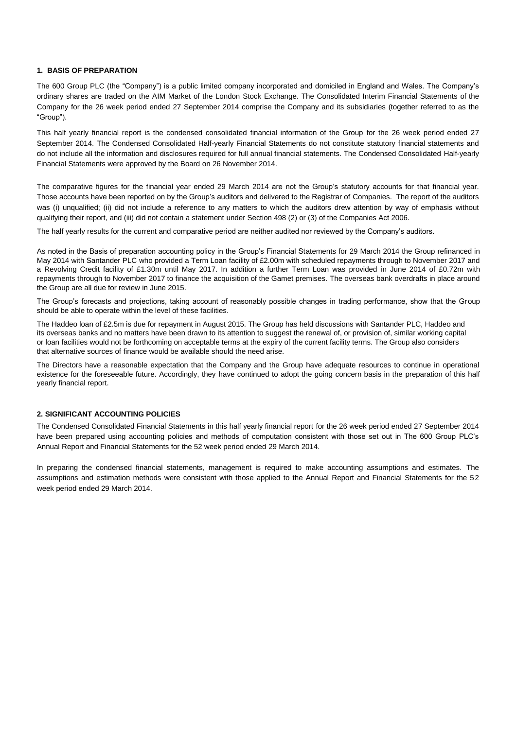## 1. BASIS OF PREPARATION

The 600 Group PLC (the "Company") is a public limited company incorporated and domiciled in England and Wales. The Company's ordinary shares are traded on the AIM Market of the London Stock Exchange. The Consolidated Interim Financial Statements of the Company for the 26 week period ended 27 September 2014 comprise the Company and its subsidiaries (together referred to as the "Group").

This half yearly financial report is the condensed consolidated financial information of the Group for the 26 week period ended 27 September 2014. The Condensed Consolidated Half-yearly Financial Statements do not constitute statutory financial statements and do not include all the information and disclosures required for full annual financial statements. The Condensed Consolidated Half-yearly Financial Statements were approved by the Board on 26 November 2014.

The comparative figures for the financial year ended 29 March 2014 are not the Group's statutory accounts for that financial year. Those accounts have been reported on by the Group's auditors and delivered to the Registrar of Companies. The report of the auditors was (i) unqualified; (ii) did not include a reference to any matters to which the auditors drew attention by way of emphasis without qualifying their report, and (iii) did not contain a statement under Section 498 (2) or (3) of the Companies Act 2006.

The half yearly results for the current and comparative period are neither audited nor reviewed by the Company's auditors.

As noted in the Basis of preparation accounting policy in the Group's Financial Statements for 29 March 2014 the Group refinanced in May 2014 with Santander PLC who provided a Term Loan facility of £2.00m with scheduled repayments through to November 2017 and a Revolving Credit facility of £1.30m until May 2017. In addition a further Term Loan was provided in June 2014 of £0.72m with repayments through to November 2017 to finance the acquisition of the Gamet premises. The overseas bank overdrafts in place around the Group are all due for review in June 2015.

The Group's forecasts and projections, taking account of reasonably possible changes in trading performance, show that the Group should be able to operate within the level of these facilities.

The Haddeo loan of £2.5m is due for repayment in August 2015. The Group has held discussions with Santander PLC, Haddeo and its overseas banks and no matters have been drawn to its attention to suggest the renewal of, or provision of, similar working capital or loan facilities would not be forthcoming on acceptable terms at the expiry of the current facility terms. The Group also considers that alternative sources of finance would be available should the need arise.

The Directors have a reasonable expectation that the Company and the Group have adequate resources to continue in operational existence for the foreseeable future. Accordingly, they have continued to adopt the going concern basis in the preparation of this half yearly financial report.

## 2. SIGNIFICANT ACCOUNTING POLICIES

The Condensed Consolidated Financial Statements in this half yearly financial report for the 26 week period ended 27 September 2014 have been prepared using accounting policies and methods of computation consistent with those set out in The 600 Group PLC's Annual Report and Financial Statements for the 52 week period ended 29 March 2014.

In preparing the condensed financial statements, management is required to make accounting assumptions and estimates. The assumptions and estimation methods were consistent with those applied to the Annual Report and Financial Statements for the 52 week period ended 29 March 2014.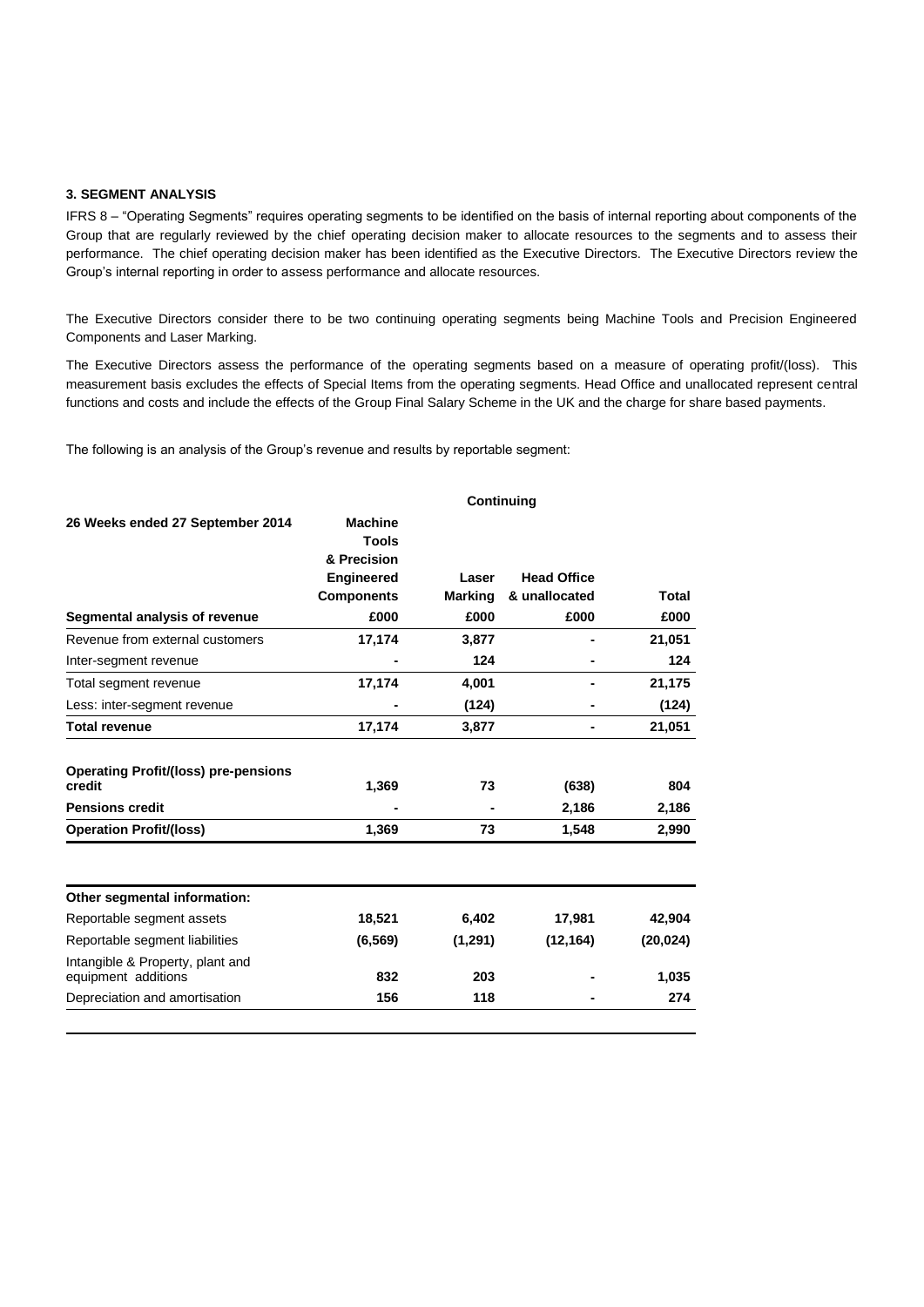### 3. SEGMENT ANALYSIS

IFRS 8 – "Operating Segments" requires operating segments to be identified on the basis of internal reporting about components of the Group that are regularly reviewed by the chief operating decision maker to allocate resources to the segments and to assess their performance. The chief operating decision maker has been identified as the Executive Directors. The Executive Directors review the Group's internal reporting in order to assess performance and allocate resources.

The Executive Directors consider there to be two continuing operating segments being Machine Tools and Precision Engineered Components and Laser Marking.

The Executive Directors assess the performance of the operating segments based on a measure of operating profit/(loss). This measurement basis excludes the effects of Special Items from the operating segments. Head Office and unallocated represent central functions and costs and include the effects of the Group Final Salary Scheme in the UK and the charge for share based payments.

The following is an analysis of the Group's revenue and results by reportable segment:

| | Continuing | | | |
|---|---|---|---|---|
| **26 Weeks ended 27 September 2014** | **Machine Tools & Precision Engineered Components** | **Laser Marking** | **Head Office & unallocated** | **Total** |
| **Segmental analysis of revenue** | **£000** | **£000** | **£000** | **£000** |
| Revenue from external customers | **17,174** | **3,877** | **-** | **21,051** |
| Inter-segment revenue | **-** | **124** | **-** | **124** |
| Total segment revenue | **17,174** | **4,001** | **-** | **21,175** |
| Less: inter-segment revenue | **-** | **(124)** | **-** | **(124)** |
| **Total revenue** | **17,174** | **3,877** | **-** | **21,051** |
| | | | | |
| **Operating Profit/(loss) pre-pensions credit** | **1,369** | **73** | **(638)** | **804** |
| **Pensions credit** | **-** | **-** | **2,186** | **2,186** |
| **Operation Profit/(loss)** | **1,369** | **73** | **1,548** | **2,990** |
| | | | | |
| **Other segmental information:** | | | | |
| Reportable segment assets | **18,521** | **6,402** | **17,981** | **42,904** |
| Reportable segment liabilities | **(6,569)** | **(1,291)** | **(12,164)** | **(20,024)** |
| Intangible & Property, plant and equipment additions | **832** | **203** | **-** | **1,035** |
| Depreciation and amortisation | **156** | **118** | **-** | **274** |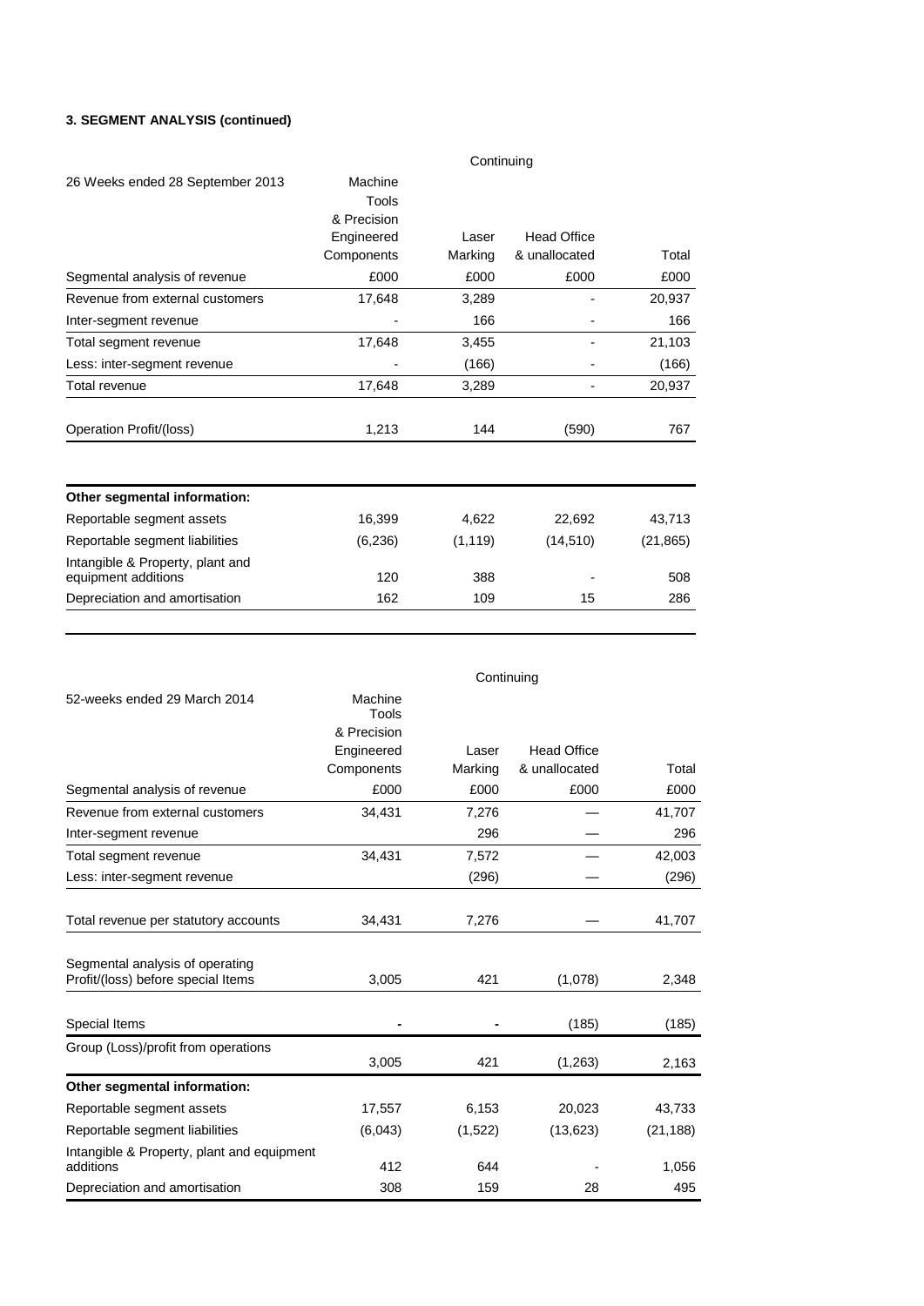**3. SEGMENT ANALYSIS (continued)**

| 26 Weeks ended 28 September 2013 | Continuing | | | |
|---|---|---|---|---|
| | Machine Tools & Precision Engineered Components | Laser Marking | Head Office & unallocated | Total |
| Segmental analysis of revenue | £000 | £000 | £000 | £000 |
| Revenue from external customers | 17,648 | 3,289 | - | 20,937 |
| Inter-segment revenue | - | 166 | - | 166 |
| Total segment revenue | 17,648 | 3,455 | - | 21,103 |
| Less: inter-segment revenue | - | (166) | - | (166) |
| Total revenue | 17,648 | 3,289 | - | 20,937 |
| Operation Profit/(loss) | 1,213 | 144 | (590) | 767 |
| **Other segmental information:** | | | | |
| Reportable segment assets | 16,399 | 4,622 | 22,692 | 43,713 |
| Reportable segment liabilities | (6,236) | (1,119) | (14,510) | (21,865) |
| Intangible & Property, plant and equipment additions | 120 | 388 | - | 508 |
| Depreciation and amortisation | 162 | 109 | 15 | 286 |

| 52-weeks ended 29 March 2014 | Continuing | | | |
|---|---|---|---|---|
| | Machine Tools & Precision Engineered Components | Laser Marking | Head Office & unallocated | Total |
| Segmental analysis of revenue | £000 | £000 | £000 | £000 |
| Revenue from external customers | 34,431 | 7,276 | — | 41,707 |
| Inter-segment revenue | | 296 | — | 296 |
| Total segment revenue | 34,431 | 7,572 | — | 42,003 |
| Less: inter-segment revenue | | (296) | — | (296) |
| Total revenue per statutory accounts | 34,431 | 7,276 | — | 41,707 |
| Segmental analysis of operating Profit/(loss) before special Items | 3,005 | 421 | (1,078) | 2,348 |
| Special Items | - | - | (185) | (185) |
| Group (Loss)/profit from operations | 3,005 | 421 | (1,263) | 2,163 |
| **Other segmental information:** | | | | |
| Reportable segment assets | 17,557 | 6,153 | 20,023 | 43,733 |
| Reportable segment liabilities | (6,043) | (1,522) | (13,623) | (21,188) |
| Intangible & Property, plant and equipment additions | 412 | 644 | - | 1,056 |
| Depreciation and amortisation | 308 | 159 | 28 | 495 |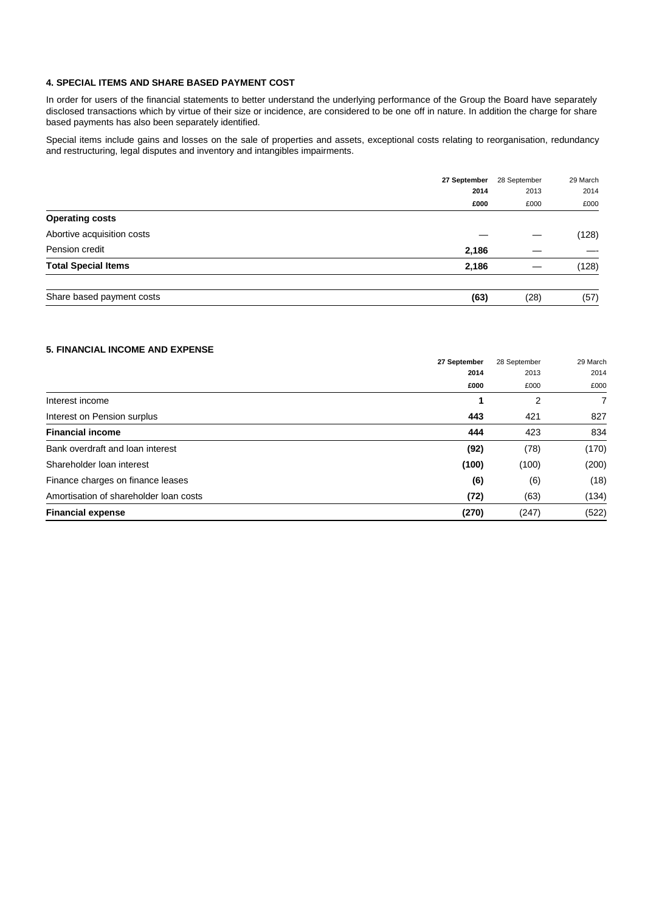### 4. SPECIAL ITEMS AND SHARE BASED PAYMENT COST

In order for users of the financial statements to better understand the underlying performance of the Group the Board have separately disclosed transactions which by virtue of their size or incidence, are considered to be one off in nature. In addition the charge for share based payments has also been separately identified.

Special items include gains and losses on the sale of properties and assets, exceptional costs relating to reorganisation, redundancy and restructuring, legal disputes and inventory and intangibles impairments.

| | **27 September 2014 £000** | 28 September 2013 £000 | 29 March 2014 £000 |
|---|---|---|---|
| **Operating costs** | | | |
| Abortive acquisition costs | — | — | (128) |
| Pension credit | **2,186** | — | — |
| **Total Special Items** | **2,186** | — | (128) |
| Share based payment costs | **(63)** | (28) | (57) |

### 5. FINANCIAL INCOME AND EXPENSE

| | **27 September 2014 £000** | 28 September 2013 £000 | 29 March 2014 £000 |
|---|---|---|---|
| Interest income | **1** | 2 | 7 |
| Interest on Pension surplus | **443** | 421 | 827 |
| **Financial income** | **444** | 423 | 834 |
| Bank overdraft and loan interest | **(92)** | (78) | (170) |
| Shareholder loan interest | **(100)** | (100) | (200) |
| Finance charges on finance leases | **(6)** | (6) | (18) |
| Amortisation of shareholder loan costs | **(72)** | (63) | (134) |
| **Financial expense** | **(270)** | (247) | (522) |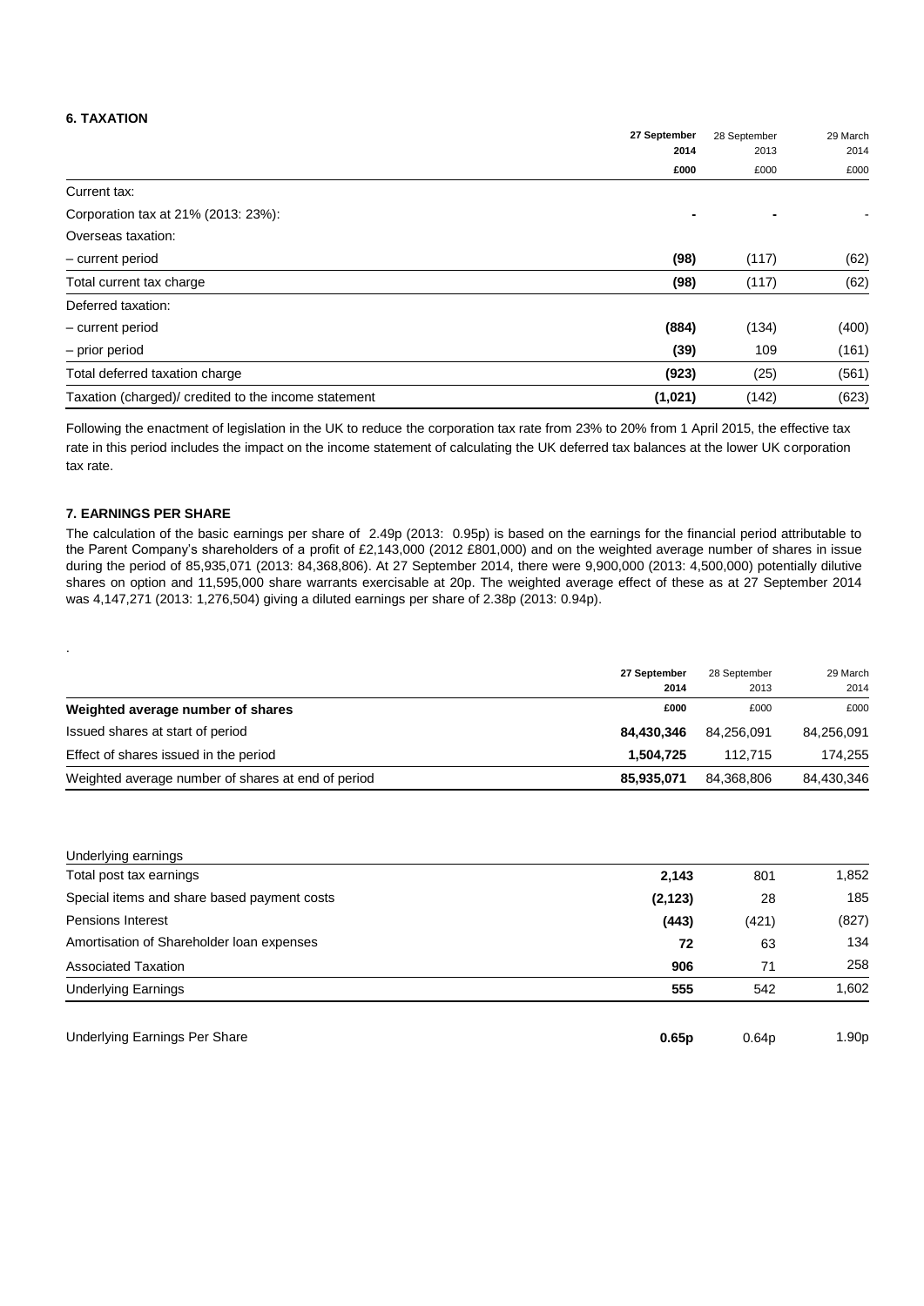## 6. TAXATION

| | 27 September 2014 | 28 September 2013 | 29 March 2014 |
|---|---|---|---|
| | £000 | £000 | £000 |
| Current tax: | | | |
| Corporation tax at 21% (2013: 23%): | **-** | **-** | - |
| Overseas taxation: | | | |
| – current period | **(98)** | (117) | (62) |
| Total current tax charge | **(98)** | (117) | (62) |
| Deferred taxation: | | | |
| – current period | **(884)** | (134) | (400) |
| – prior period | **(39)** | 109 | (161) |
| Total deferred taxation charge | **(923)** | (25) | (561) |
| Taxation (charged)/ credited to the income statement | **(1,021)** | (142) | (623) |

Following the enactment of legislation in the UK to reduce the corporation tax rate from 23% to 20% from 1 April 2015, the effective tax rate in this period includes the impact on the income statement of calculating the UK deferred tax balances at the lower UK corporation tax rate.

## 7. EARNINGS PER SHARE

The calculation of the basic earnings per share of 2.49p (2013: 0.95p) is based on the earnings for the financial period attributable to the Parent Company's shareholders of a profit of £2,143,000 (2012 £801,000) and on the weighted average number of shares in issue during the period of 85,935,071 (2013: 84,368,806). At 27 September 2014, there were 9,900,000 (2013: 4,500,000) potentially dilutive shares on option and 11,595,000 share warrants exercisable at 20p. The weighted average effect of these as at 27 September 2014 was 4,147,271 (2013: 1,276,504) giving a diluted earnings per share of 2.38p (2013: 0.94p).

.

| | 27 September 2014 | 28 September 2013 | 29 March 2014 |
|---|---|---|---|
| **Weighted average number of shares** | £000 | £000 | £000 |
| Issued shares at start of period | **84,430,346** | 84,256,091 | 84,256,091 |
| Effect of shares issued in the period | **1,504,725** | 112,715 | 174,255 |
| Weighted average number of shares at end of period | **85,935,071** | 84,368,806 | 84,430,346 |

| Underlying earnings | | | |
|---|---|---|---|
| Total post tax earnings | **2,143** | 801 | 1,852 |
| Special items and share based payment costs | **(2,123)** | 28 | 185 |
| Pensions Interest | **(443)** | (421) | (827) |
| Amortisation of Shareholder loan expenses | **72** | 63 | 134 |
| Associated Taxation | **906** | 71 | 258 |
| Underlying Earnings | **555** | 542 | 1,602 |
| | | | |
| Underlying Earnings Per Share | **0.65p** | 0.64p | 1.90p |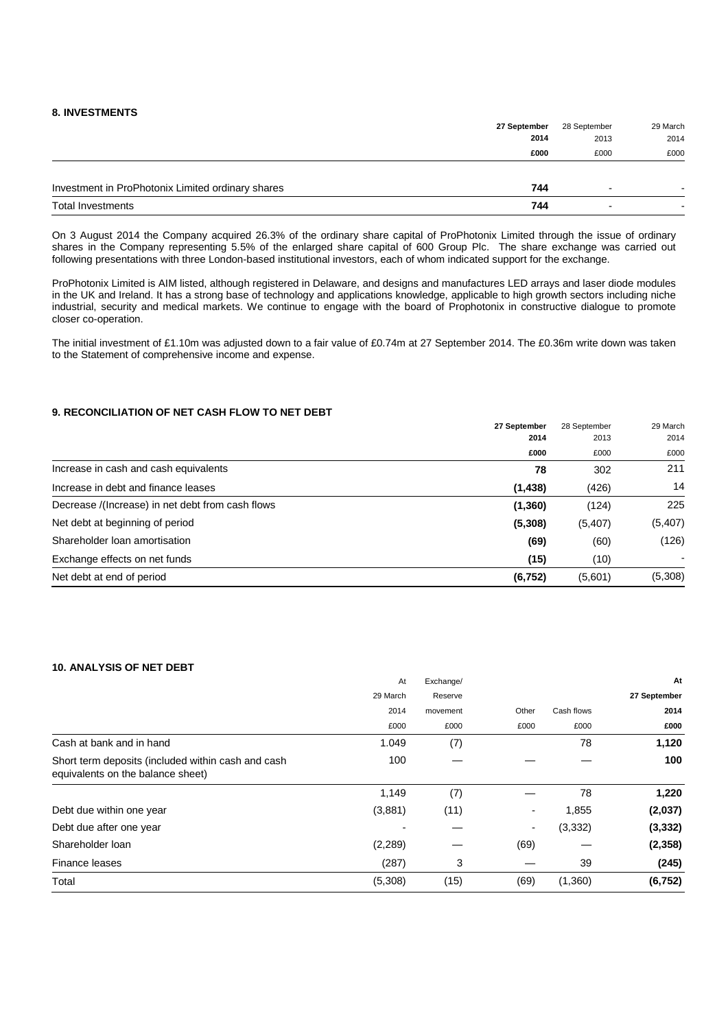## 8. INVESTMENTS

| | 27 September 2014 £000 | 28 September 2013 £000 | 29 March 2014 £000 |
|---|---|---|---|
| Investment in ProPhotonix Limited ordinary shares | **744** | - | - |
| Total Investments | **744** | - | - |

On 3 August 2014 the Company acquired 26.3% of the ordinary share capital of ProPhotonix Limited through the issue of ordinary shares in the Company representing 5.5% of the enlarged share capital of 600 Group Plc. The share exchange was carried out following presentations with three London-based institutional investors, each of whom indicated support for the exchange.

ProPhotonix Limited is AIM listed, although registered in Delaware, and designs and manufactures LED arrays and laser diode modules in the UK and Ireland. It has a strong base of technology and applications knowledge, applicable to high growth sectors including niche industrial, security and medical markets. We continue to engage with the board of Prophotonix in constructive dialogue to promote closer co-operation.

The initial investment of £1.10m was adjusted down to a fair value of £0.74m at 27 September 2014. The £0.36m write down was taken to the Statement of comprehensive income and expense.

## 9. RECONCILIATION OF NET CASH FLOW TO NET DEBT

| | 27 September 2014 £000 | 28 September 2013 £000 | 29 March 2014 £000 |
|---|---|---|---|
| Increase in cash and cash equivalents | **78** | 302 | 211 |
| Increase in debt and finance leases | **(1,438)** | (426) | 14 |
| Decrease /(Increase) in net debt from cash flows | **(1,360)** | (124) | 225 |
| Net debt at beginning of period | **(5,308)** | (5,407) | (5,407) |
| Shareholder loan amortisation | **(69)** | (60) | (126) |
| Exchange effects on net funds | **(15)** | (10) | - |
| Net debt at end of period | **(6,752)** | (5,601) | (5,308) |

## 10. ANALYSIS OF NET DEBT

| | At 29 March 2014 £000 | Exchange/ Reserve movement £000 | Other £000 | Cash flows £000 | At 27 September 2014 £000 |
|---|---|---|---|---|---|
| Cash at bank and in hand | 1.049 | (7) | | 78 | **1,120** |
| Short term deposits (included within cash and cash equivalents on the balance sheet) | 100 | — | — | — | **100** |
| | 1,149 | (7) | — | 78 | **1,220** |
| Debt due within one year | (3,881) | (11) | - | 1,855 | **(2,037)** |
| Debt due after one year | - | — | - | (3,332) | **(3,332)** |
| Shareholder loan | (2,289) | — | (69) | — | **(2,358)** |
| Finance leases | (287) | 3 | — | 39 | **(245)** |
| Total | (5,308) | (15) | (69) | (1,360) | **(6,752)** |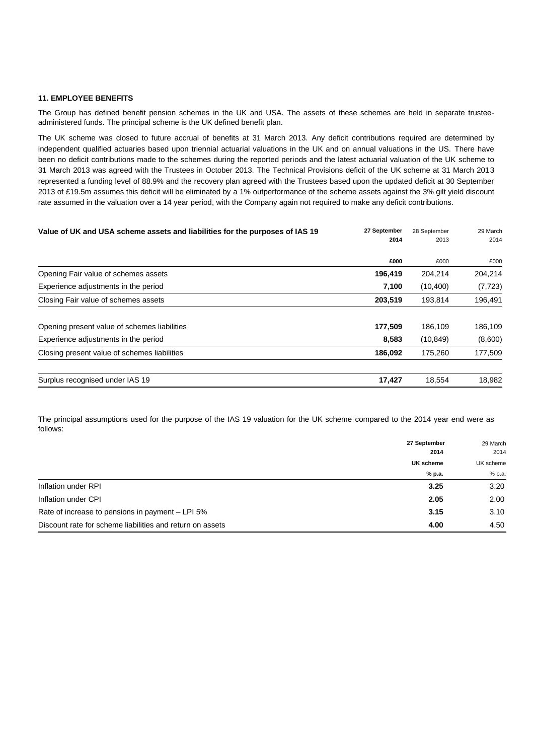**11. EMPLOYEE BENEFITS**

The Group has defined benefit pension schemes in the UK and USA. The assets of these schemes are held in separate trustee-administered funds. The principal scheme is the UK defined benefit plan.

The UK scheme was closed to future accrual of benefits at 31 March 2013. Any deficit contributions required are determined by independent qualified actuaries based upon triennial actuarial valuations in the UK and on annual valuations in the US. There have been no deficit contributions made to the schemes during the reported periods and the latest actuarial valuation of the UK scheme to 31 March 2013 was agreed with the Trustees in October 2013. The Technical Provisions deficit of the UK scheme at 31 March 2013 represented a funding level of 88.9% and the recovery plan agreed with the Trustees based upon the updated deficit at 30 September 2013 of £19.5m assumes this deficit will be eliminated by a 1% outperformance of the scheme assets against the 3% gilt yield discount rate assumed in the valuation over a 14 year period, with the Company again not required to make any deficit contributions.

| Value of UK and USA scheme assets and liabilities for the purposes of IAS 19 | 27 September 2014 | 28 September 2013 | 29 March 2014 |
|---|---|---|---|
| | £000 | £000 | £000 |
| Opening Fair value of schemes assets | 196,419 | 204,214 | 204,214 |
| Experience adjustments in the period | 7,100 | (10,400) | (7,723) |
| Closing Fair value of schemes assets | 203,519 | 193,814 | 196,491 |
| | | | |
| Opening present value of schemes liabilities | 177,509 | 186,109 | 186,109 |
| Experience adjustments in the period | 8,583 | (10,849) | (8,600) |
| Closing present value of schemes liabilities | 186,092 | 175,260 | 177,509 |
| | | | |
| Surplus recognised under IAS 19 | 17,427 | 18,554 | 18,982 |

The principal assumptions used for the purpose of the IAS 19 valuation for the UK scheme compared to the 2014 year end were as follows:

| | 27 September 2014 | 29 March 2014 |
|---|---|---|
| | UK scheme | UK scheme |
| | % p.a. | % p.a. |
| Inflation under RPI | 3.25 | 3.20 |
| Inflation under CPI | 2.05 | 2.00 |
| Rate of increase to pensions in payment – LPI 5% | 3.15 | 3.10 |
| Discount rate for scheme liabilities and return on assets | 4.00 | 4.50 |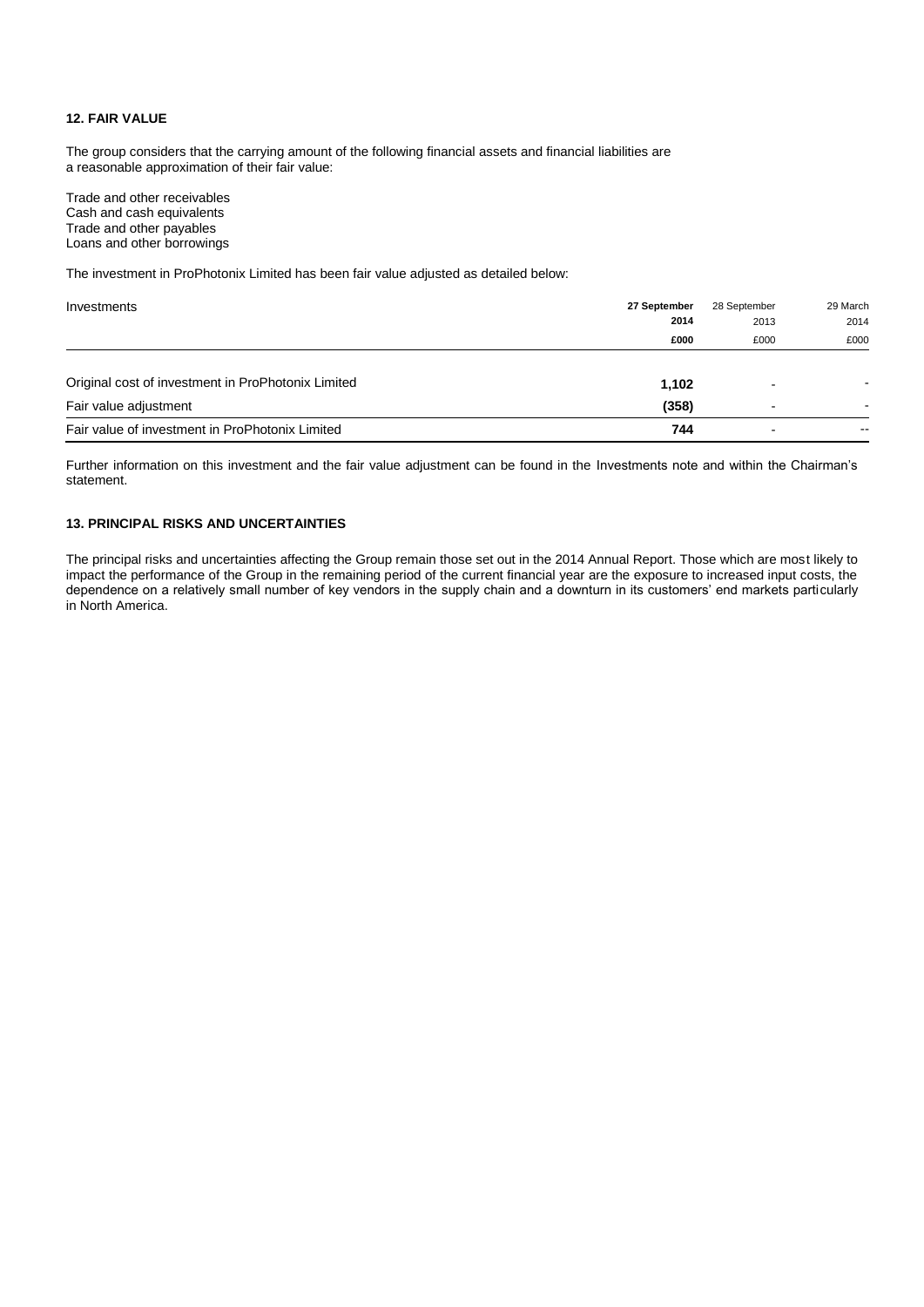## 12. FAIR VALUE

The group considers that the carrying amount of the following financial assets and financial liabilities are a reasonable approximation of their fair value:

Trade and other receivables
Cash and cash equivalents
Trade and other payables
Loans and other borrowings

The investment in ProPhotonix Limited has been fair value adjusted as detailed below:

| Investments | **27 September 2014 £000** | 28 September 2013 £000 | 29 March 2014 £000 |
|---|---|---|---|
| Original cost of investment in ProPhotonix Limited | **1,102** | - | - |
| Fair value adjustment | **(358)** | - | - |
| Fair value of investment in ProPhotonix Limited | **744** | - | -- |

Further information on this investment and the fair value adjustment can be found in the Investments note and within the Chairman's statement.

## 13. PRINCIPAL RISKS AND UNCERTAINTIES

The principal risks and uncertainties affecting the Group remain those set out in the 2014 Annual Report. Those which are most likely to impact the performance of the Group in the remaining period of the current financial year are the exposure to increased input costs, the dependence on a relatively small number of key vendors in the supply chain and a downturn in its customers' end markets particularly in North America.